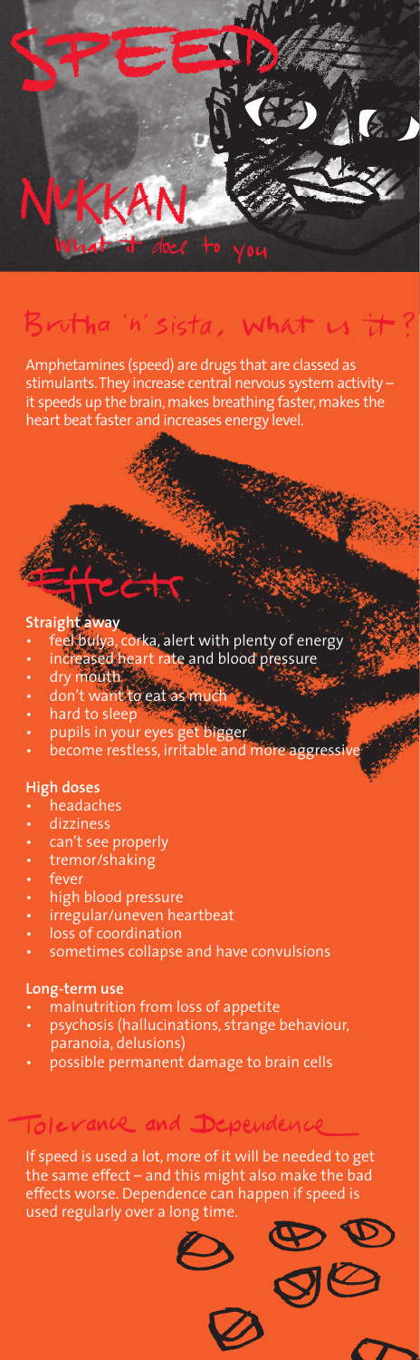# SPEED

# NUKKAN

What it does to you

## Brotha 'n' sista, what is it?

Amphetamines (speed) are drugs that are classed as stimulants. They increase central nervous system activity – it speeds up the brain, makes breathing faster, makes the heart beat faster and increases energy level.

## Effects

**Straight away**

- feel bulya, corka, alert with plenty of energy
- increased heart rate and blood pressure
- dry mouth
- don't want to eat as much
- hard to sleep
- pupils in your eyes get bigger
- become restless, irritable and more aggressive

**High doses**

- headaches
- dizziness
- can't see properly
- tremor/shaking
- fever
- high blood pressure
- irregular/uneven heartbeat
- loss of coordination
- sometimes collapse and have convulsions

**Long-term use**

- malnutrition from loss of appetite
- psychosis (hallucinations, strange behaviour, paranoia, delusions)
- possible permanent damage to brain cells

## Tolerance and Dependence

If speed is used a lot, more of it will be needed to get the same effect – and this might also make the bad effects worse. Dependence can happen if speed is used regularly over a long time.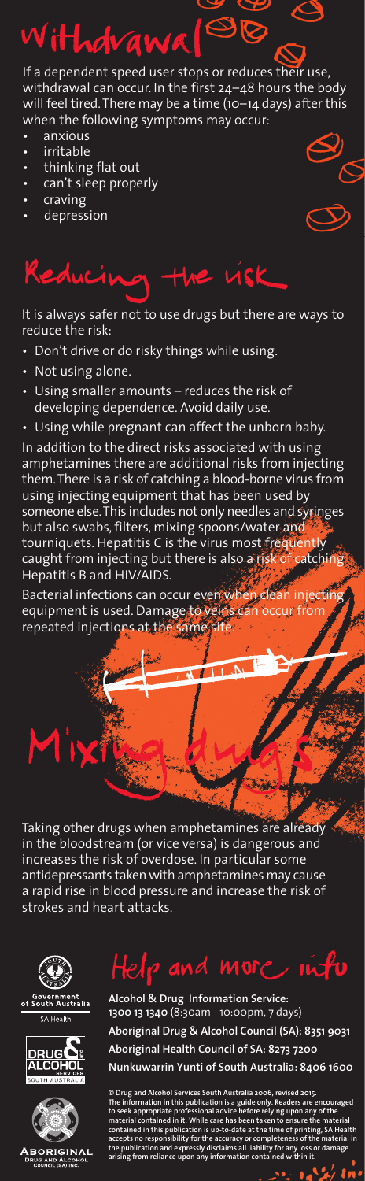# Withdrawal

If a dependent speed user stops or reduces their use, withdrawal can occur. In the first 24–48 hours the body will feel tired. There may be a time (10–14 days) after this when the following symptoms may occur:

- anxious
- irritable
- thinking flat out
- can't sleep properly
- craving
- depression

# Reducing the risk

It is always safer not to use drugs but there are ways to reduce the risk:

- Don't drive or do risky things while using.
- Not using alone.
- Using smaller amounts – reduces the risk of developing dependence. Avoid daily use.
- Using while pregnant can affect the unborn baby.

In addition to the direct risks associated with using amphetamines there are additional risks from injecting them. There is a risk of catching a blood-borne virus from using injecting equipment that has been used by someone else. This includes not only needles and syringes but also swabs, filters, mixing spoons/water and tourniquets. Hepatitis C is the virus most frequently caught from injecting but there is also a risk of catching Hepatitis B and HIV/AIDS.

Bacterial infections can occur even when clean injecting equipment is used. Damage to veins can occur from repeated injections at the same site.

# Mixing drugs

Taking other drugs when amphetamines are already in the bloodstream (or vice versa) is dangerous and increases the risk of overdose. In particular some antidepressants taken with amphetamines may cause a rapid rise in blood pressure and increase the risk of strokes and heart attacks.

Government of South Australia
SA Health

Drug and Alcohol Services South Australia

Aboriginal Drug and Alcohol Council (SA) Inc.

# Help and more info

**Alcohol & Drug Information Service: 1300 13 1340** (8:30am - 10:00pm, 7 days)

**Aboriginal Drug & Alcohol Council (SA): 8351 9031**

**Aboriginal Health Council of SA: 8273 7200**

**Nunkuwarrin Yunti of South Australia: 8406 1600**

**© Drug and Alcohol Services South Australia 2006, revised 2015. The information in this publication is a guide only. Readers are encouraged to seek appropriate professional advice before relying upon any of the material contained in it. While care has been taken to ensure the material contained in this publication is up-to-date at the time of printing, SA Health accepts no responsibility for the accuracy or completeness of the material in the publication and expressly disclaims all liability for any loss or damage arising from reliance upon any information contained within it.**